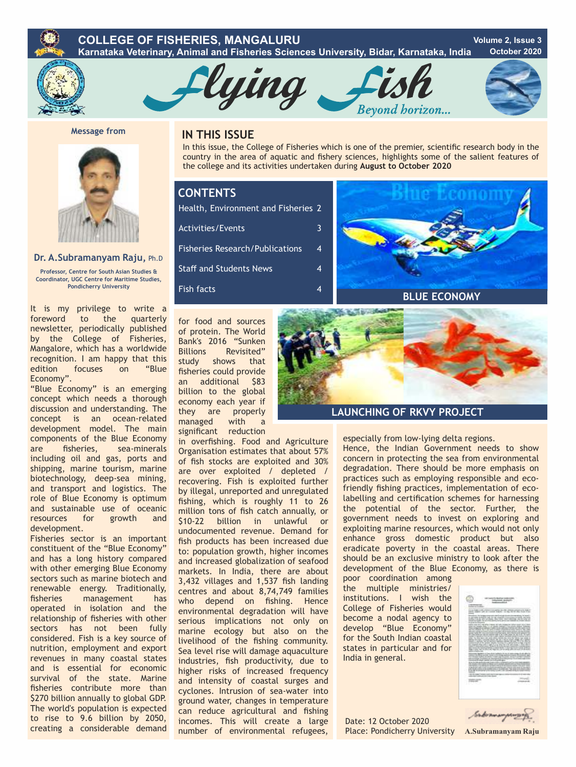# COLLEGE OF FISHERIES, MANGALURU

**Karnataka Veterinary, Animal and Fisheries Sciences University, Bidar, Karnataka, India**

Volume 2, Issue 3
October 2020

# Flying Fish

*Beyond horizon...*

## IN THIS ISSUE

In this issue, the College of Fisheries which is one of the premier, scientific research body in the country in the area of aquatic and fishery sciences, highlights some of the salient features of the college and its activities undertaken during **August to October 2020**

## CONTENTS

| | |
|---|---|
| Health, Environment and Fisheries | 2 |
| Activities/Events | 3 |
| Fisheries Research/Publications | 4 |
| Staff and Students News | 4 |
| Fish facts | 4 |

BLUE ECONOMY

LAUNCHING OF RKVY PROJECT

### Message from

**Dr. A.Subramanyam Raju,** Ph.D

Professor, Centre for South Asian Studies & Coordinator, UGC Centre for Maritime Studies, Pondicherry University

It is my privilege to write a foreword to the quarterly newsletter, periodically published by the College of Fisheries, Mangalore, which has a worldwide recognition. I am happy that this edition focuses on "Blue Economy".

"Blue Economy" is an emerging concept which needs a thorough discussion and understanding. The concept is an ocean-related development model. The main components of the Blue Economy are fisheries, sea-minerals including oil and gas, ports and shipping, marine tourism, marine biotechnology, deep-sea mining, and transport and logistics. The role of Blue Economy is optimum and sustainable use of oceanic resources for growth and development.

Fisheries sector is an important constituent of the "Blue Economy" and has a long history compared with other emerging Blue Economy sectors such as marine biotech and renewable energy. Traditionally, fisheries management has operated in isolation and the relationship of fisheries with other sectors has not been fully considered. Fish is a key source of nutrition, employment and export revenues in many coastal states and is essential for economic survival of the state. Marine fisheries contribute more than $270 billion annually to global GDP. The world's population is expected to rise to 9.6 billion by 2050, creating a considerable demand for food and sources of protein. The World Bank's 2016 "Sunken Billions Revisited" study shows that fisheries could provide an additional $83 billion to the global economy each year if they are properly managed with a significant reduction in overfishing. Food and Agriculture Organisation estimates that about 57% of fish stocks are exploited and 30% are over exploited / depleted / recovering. Fish is exploited further by illegal, unreported and unregulated fishing, which is roughly 11 to 26 million tons of fish catch annually, or $10-22 billion in unlawful or undocumented revenue. Demand for fish products has been increased due to: population growth, higher incomes and increased globalization of seafood markets. In India, there are about 3,432 villages and 1,537 fish landing centres and about 8,74,749 families who depend on fishing. Hence environmental degradation will have serious implications not only on marine ecology but also on the livelihood of the fishing community. Sea level rise will damage aquaculture industries, fish productivity, due to higher risks of increased frequency and intensity of coastal surges and cyclones. Intrusion of sea-water into ground water, changes in temperature can reduce agricultural and fishing incomes. This will create a large number of environmental refugees, especially from low-lying delta regions.

Hence, the Indian Government needs to show concern in protecting the sea from environmental degradation. There should be more emphasis on practices such as employing responsible and eco-friendly fishing practices, implementation of eco-labelling and certification schemes for harnessing the potential of the sector. Further, the government needs to invest on exploring and exploiting marine resources, which would not only enhance gross domestic product but also eradicate poverty in the coastal areas. There should be an exclusive ministry to look after the development of the Blue Economy, as there is poor coordination among the multiple ministries/ institutions. I wish the College of Fisheries would become a nodal agency to develop "Blue Economy" for the South Indian coastal states in particular and for India in general.

Date: 12 October 2020
Place: Pondicherry University

A.Subramanyam Raju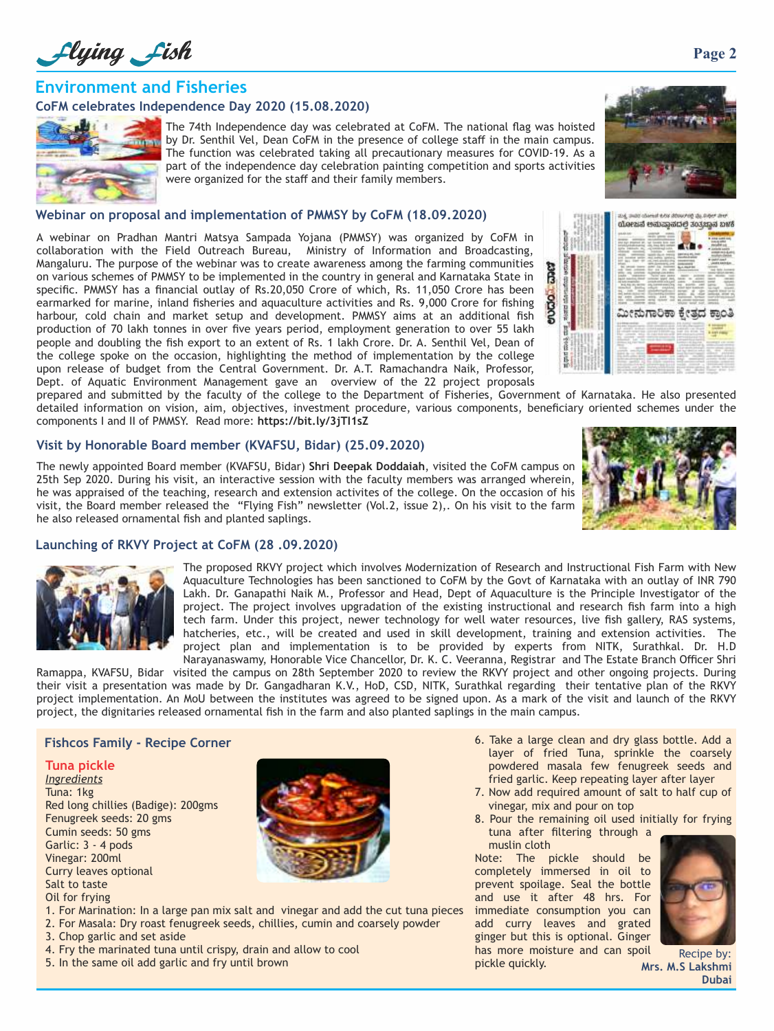## Environment and Fisheries

### CoFM celebrates Independence Day 2020 (15.08.2020)

The 74th Independence day was celebrated at CoFM. The national flag was hoisted by Dr. Senthil Vel, Dean CoFM in the presence of college staff in the main campus. The function was celebrated taking all precautionary measures for COVID-19. As a part of the independence day celebration painting competition and sports activities were organized for the staff and their family members.

### Webinar on proposal and implementation of PMMSY by CoFM (18.09.2020)

A webinar on Pradhan Mantri Matsya Sampada Yojana (PMMSY) was organized by CoFM in collaboration with the Field Outreach Bureau, Ministry of Information and Broadcasting, Mangaluru. The purpose of the webinar was to create awareness among the farming communities on various schemes of PMMSY to be implemented in the country in general and Karnataka State in specific. PMMSY has a financial outlay of Rs.20,050 Crore of which, Rs. 11,050 Crore has been earmarked for marine, inland fisheries and aquaculture activities and Rs. 9,000 Crore for fishing harbour, cold chain and market setup and development. PMMSY aims at an additional fish production of 70 lakh tonnes in over five years period, employment generation to over 55 lakh people and doubling the fish export to an extent of Rs. 1 lakh Crore. Dr. A. Senthil Vel, Dean of the college spoke on the occasion, highlighting the method of implementation by the college upon release of budget from the Central Government. Dr. A.T. Ramachandra Naik, Professor, Dept. of Aquatic Environment Management gave an overview of the 22 project proposals prepared and submitted by the faculty of the college to the Department of Fisheries, Government of Karnataka. He also presented detailed information on vision, aim, objectives, investment procedure, various components, beneficiary oriented schemes under the components I and II of PMMSY. Read more: **https://bit.ly/3jTI1sZ**

### Visit by Honorable Board member (KVAFSU, Bidar) (25.09.2020)

The newly appointed Board member (KVAFSU, Bidar) **Shri Deepak Doddaiah**, visited the CoFM campus on 25th Sep 2020. During his visit, an interactive session with the faculty members was arranged wherein, he was appraised of the teaching, research and extension activites of the college. On the occasion of his visit, the Board member released the "Flying Fish" newsletter (Vol.2, issue 2),. On his visit to the farm he also released ornamental fish and planted saplings.

### Launching of RKVY Project at CoFM (28 .09.2020)

The proposed RKVY project which involves Modernization of Research and Instructional Fish Farm with New Aquaculture Technologies has been sanctioned to CoFM by the Govt of Karnataka with an outlay of INR 790 Lakh. Dr. Ganapathi Naik M., Professor and Head, Dept of Aquaculture is the Principle Investigator of the project. The project involves upgradation of the existing instructional and research fish farm into a high tech farm. Under this project, newer technology for well water resources, live fish gallery, RAS systems, hatcheries, etc., will be created and used in skill development, training and extension activities. The project plan and implementation is to be provided by experts from NITK, Surathkal. Dr. H.D Narayanaswamy, Honorable Vice Chancellor, Dr. K. C. Veeranna, Registrar and The Estate Branch Officer Shri Ramappa, KVAFSU, Bidar visited the campus on 28th September 2020 to review the RKVY project and other ongoing projects. During their visit a presentation was made by Dr. Gangadharan K.V., HoD, CSD, NITK, Surathkal regarding their tentative plan of the RKVY project implementation. An MoU between the institutes was agreed to be signed upon. As a mark of the visit and launch of the RKVY project, the dignitaries released ornamental fish in the farm and also planted saplings in the main campus.

### Fishcos Family - Recipe Corner

#### Tuna pickle

*Ingredients*

Tuna: 1kg
Red long chillies (Badige): 200gms
Fenugreek seeds: 20 gms
Cumin seeds: 50 gms
Garlic: 3 - 4 pods
Vinegar: 200ml
Curry leaves optional
Salt to taste
Oil for frying

1. For Marination: In a large pan mix salt and vinegar and add the cut tuna pieces
2. For Masala: Dry roast fenugreek seeds, chillies, cumin and coarsely powder
3. Chop garlic and set aside
4. Fry the marinated tuna until crispy, drain and allow to cool
5. In the same oil add garlic and fry until brown
6. Take a large clean and dry glass bottle. Add a layer of fried Tuna, sprinkle the coarsely powdered masala few fenugreek seeds and fried garlic. Keep repeating layer after layer
7. Now add required amount of salt to half cup of vinegar, mix and pour on top
8. Pour the remaining oil used initially for frying tuna after filtering through a muslin cloth

Note: The pickle should be completely immersed in oil to prevent spoilage. Seal the bottle and use it after 48 hrs. For immediate consumption you can add curry leaves and grated ginger but this is optional. Ginger has more moisture and can spoil pickle quickly.

Recipe by:
**Mrs. M.S Lakshmi**
**Dubai**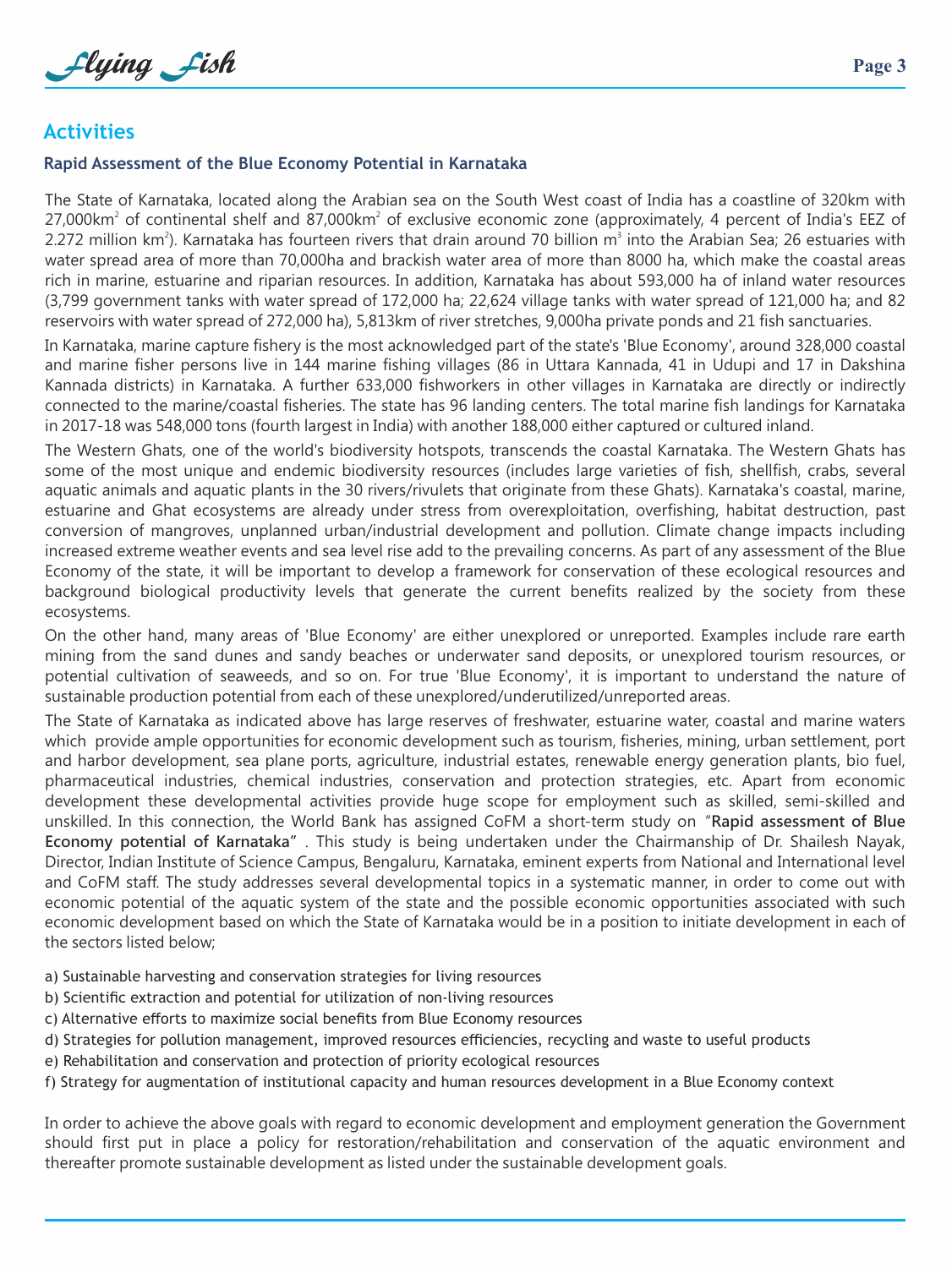## Activities

### Rapid Assessment of the Blue Economy Potential in Karnataka

The State of Karnataka, located along the Arabian sea on the South West coast of India has a coastline of 320km with 27,000km$^2$ of continental shelf and 87,000km$^2$ of exclusive economic zone (approximately, 4 percent of India's EEZ of 2.272 million km$^2$). Karnataka has fourteen rivers that drain around 70 billion m$^3$ into the Arabian Sea; 26 estuaries with water spread area of more than 70,000ha and brackish water area of more than 8000 ha, which make the coastal areas rich in marine, estuarine and riparian resources. In addition, Karnataka has about 593,000 ha of inland water resources (3,799 government tanks with water spread of 172,000 ha; 22,624 village tanks with water spread of 121,000 ha; and 82 reservoirs with water spread of 272,000 ha), 5,813km of river stretches, 9,000ha private ponds and 21 fish sanctuaries.

In Karnataka, marine capture fishery is the most acknowledged part of the state's 'Blue Economy', around 328,000 coastal and marine fisher persons live in 144 marine fishing villages (86 in Uttara Kannada, 41 in Udupi and 17 in Dakshina Kannada districts) in Karnataka. A further 633,000 fishworkers in other villages in Karnataka are directly or indirectly connected to the marine/coastal fisheries. The state has 96 landing centers. The total marine fish landings for Karnataka in 2017-18 was 548,000 tons (fourth largest in India) with another 188,000 either captured or cultured inland.

The Western Ghats, one of the world's biodiversity hotspots, transcends the coastal Karnataka. The Western Ghats has some of the most unique and endemic biodiversity resources (includes large varieties of fish, shellfish, crabs, several aquatic animals and aquatic plants in the 30 rivers/rivulets that originate from these Ghats). Karnataka's coastal, marine, estuarine and Ghat ecosystems are already under stress from overexploitation, overfishing, habitat destruction, past conversion of mangroves, unplanned urban/industrial development and pollution. Climate change impacts including increased extreme weather events and sea level rise add to the prevailing concerns. As part of any assessment of the Blue Economy of the state, it will be important to develop a framework for conservation of these ecological resources and background biological productivity levels that generate the current benefits realized by the society from these ecosystems.

On the other hand, many areas of 'Blue Economy' are either unexplored or unreported. Examples include rare earth mining from the sand dunes and sandy beaches or underwater sand deposits, or unexplored tourism resources, or potential cultivation of seaweeds, and so on. For true 'Blue Economy', it is important to understand the nature of sustainable production potential from each of these unexplored/underutilized/unreported areas.

The State of Karnataka as indicated above has large reserves of freshwater, estuarine water, coastal and marine waters which provide ample opportunities for economic development such as tourism, fisheries, mining, urban settlement, port and harbor development, sea plane ports, agriculture, industrial estates, renewable energy generation plants, bio fuel, pharmaceutical industries, chemical industries, conservation and protection strategies, etc. Apart from economic development these developmental activities provide huge scope for employment such as skilled, semi-skilled and unskilled. In this connection, the World Bank has assigned CoFM a short-term study on "**Rapid assessment of Blue Economy potential of Karnataka**" . This study is being undertaken under the Chairmanship of Dr. Shailesh Nayak, Director, Indian Institute of Science Campus, Bengaluru, Karnataka, eminent experts from National and International level and CoFM staff. The study addresses several developmental topics in a systematic manner, in order to come out with economic potential of the aquatic system of the state and the possible economic opportunities associated with such economic development based on which the State of Karnataka would be in a position to initiate development in each of the sectors listed below;

a) Sustainable harvesting and conservation strategies for living resources
b) Scientific extraction and potential for utilization of non-living resources
c) Alternative efforts to maximize social benefits from Blue Economy resources
d) Strategies for pollution management, improved resources efficiencies, recycling and waste to useful products
e) Rehabilitation and conservation and protection of priority ecological resources
f) Strategy for augmentation of institutional capacity and human resources development in a Blue Economy context

In order to achieve the above goals with regard to economic development and employment generation the Government should first put in place a policy for restoration/rehabilitation and conservation of the aquatic environment and thereafter promote sustainable development as listed under the sustainable development goals.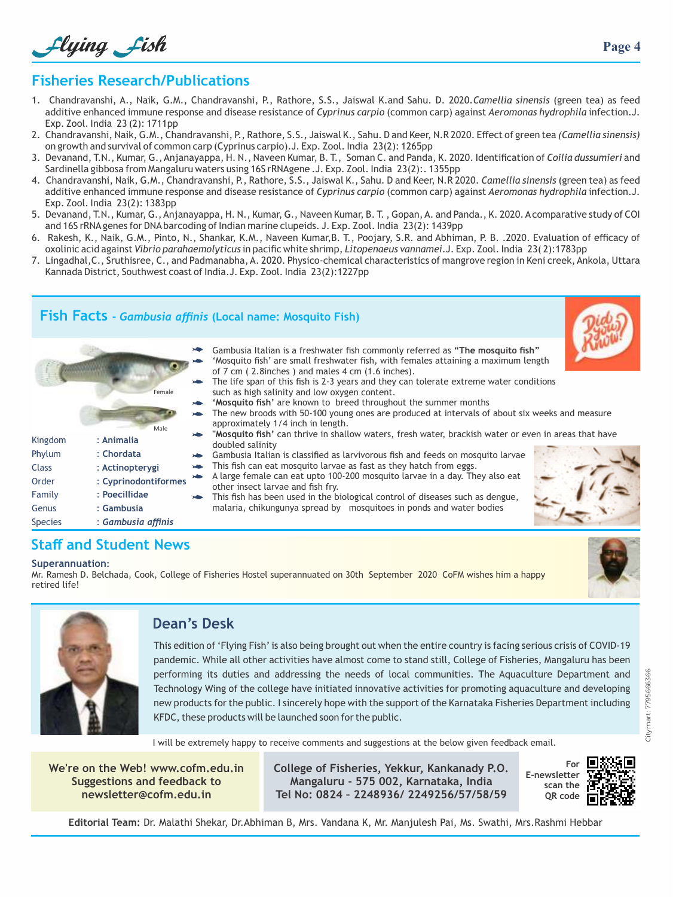## Fisheries Research/Publications

1. Chandravanshi, A., Naik, G.M., Chandravanshi, P., Rathore, S.S., Jaiswal K.and Sahu. D. 2020.*Camellia sinensis* (green tea) as feed additive enhanced immune response and disease resistance of *Cyprinus carpio* (common carp) against *Aeromonas hydrophila* infection.J. Exp. Zool. India 23 (2): 1711pp
2. Chandravanshi, Naik, G.M., Chandravanshi, P., Rathore, S.S., Jaiswal K., Sahu. D and Keer, N.R 2020. Effect of green tea *(Camellia sinensis)* on growth and survival of common carp (Cyprinus carpio).J. Exp. Zool. India 23(2): 1265pp
3. Devanand, T.N., Kumar, G., Anjanayappa, H. N., Naveen Kumar, B. T., Soman C. and Panda, K. 2020. Identification of *Coilia dussumieri* and Sardinella gibbosa from Mangaluru waters using 16S rRNAgene .J. Exp. Zool. India 23(2):. 1355pp
4. Chandravanshi, Naik, G.M., Chandravanshi, P., Rathore, S.S., Jaiswal K., Sahu. D and Keer, N.R 2020. *Camellia sinensis* (green tea) as feed additive enhanced immune response and disease resistance of *Cyprinus carpio* (common carp) against *Aeromonas hydrophila* infection.J. Exp. Zool. India 23(2): 1383pp
5. Devanand, T.N., Kumar, G., Anjanayappa, H. N., Kumar, G., Naveen Kumar, B. T. , Gopan, A. and Panda., K. 2020. A comparative study of COI and 16S rRNA genes for DNA barcoding of Indian marine clupeids. J. Exp. Zool. India 23(2): 1439pp
6. Rakesh, K., Naik, G.M., Pinto, N., Shankar, K.M., Naveen Kumar,B. T., Poojary, S.R. and Abhiman, P. B. .2020. Evaluation of efficacy of oxolinic acid against *Vibrio parahaemolyticus* in pacific white shrimp, *Litopenaeus vannamei*.J. Exp. Zool. India 23( 2):1783pp
7. Lingadhal,C., Sruthisree, C., and Padmanabha, A. 2020. Physico-chemical characteristics of mangrove region in Keni creek, Ankola, Uttara Kannada District, Southwest coast of India.J. Exp. Zool. India 23(2):1227pp

## Fish Facts - *Gambusia affinis* (Local name: Mosquito Fish)

Female

Male

| | |
|---|---|
| Kingdom | : **Animalia** |
| Phylum | : **Chordata** |
| Class | : **Actinopterygi** |
| Order | : **Cyprinodontiformes** |
| Family | : **Poecillidae** |
| Genus | : **Gambusia** |
| Species | : ***Gambusia affinis*** |

- Gambusia Italian is a freshwater fish commonly referred as **"The mosquito fish"**
- 'Mosquito fish' are small freshwater fish, with females attaining a maximum length of 7 cm ( 2.8inches ) and males 4 cm (1.6 inches).
- The life span of this fish is 2-3 years and they can tolerate extreme water conditions such as high salinity and low oxygen content.
- **'Mosquito fish'** are known to breed throughout the summer months
- The new broods with 50-100 young ones are produced at intervals of about six weeks and measure approximately 1/4 inch in length.
- **"Mosquito fish'** can thrive in shallow waters, fresh water, brackish water or even in areas that have doubled salinity
- Gambusia Italian is classified as larvivorous fish and feeds on mosquito larvae
- This fish can eat mosquito larvae as fast as they hatch from eggs.
- A large female can eat upto 100-200 mosquito larvae in a day. They also eat other insect larvae and fish fry.
- This fish has been used in the biological control of diseases such as dengue, malaria, chikungunya spread by mosquitoes in ponds and water bodies

## Staff and Student News

**Superannuation:**

Mr. Ramesh D. Belchada, Cook, College of Fisheries Hostel superannuated on 30th September 2020 CoFM wishes him a happy retired life!

## Dean's Desk

This edition of 'Flying Fish' is also being brought out when the entire country is facing serious crisis of COVID-19 pandemic. While all other activities have almost come to stand still, College of Fisheries, Mangaluru has been performing its duties and addressing the needs of local communities. The Aquaculture Department and Technology Wing of the college have initiated innovative activities for promoting aquaculture and developing new products for the public. I sincerely hope with the support of the Karnataka Fisheries Department including KFDC, these products will be launched soon for the public.

I will be extremely happy to receive comments and suggestions at the below given feedback email.

**We're on the Web! www.cofm.edu.in**
**Suggestions and feedback to newsletter@cofm.edu.in**

**College of Fisheries, Yekkur, Kankanady P.O.**
**Mangaluru - 575 002, Karnataka, India**
**Tel No: 0824 – 2248936/ 2249256/57/58/59**

**For E-newsletter scan the QR code**

**Editorial Team:** Dr. Malathi Shekar, Dr.Abhiman B, Mrs. Vandana K, Mr. Manjulesh Pai, Ms. Swathi, Mrs.Rashmi Hebbar